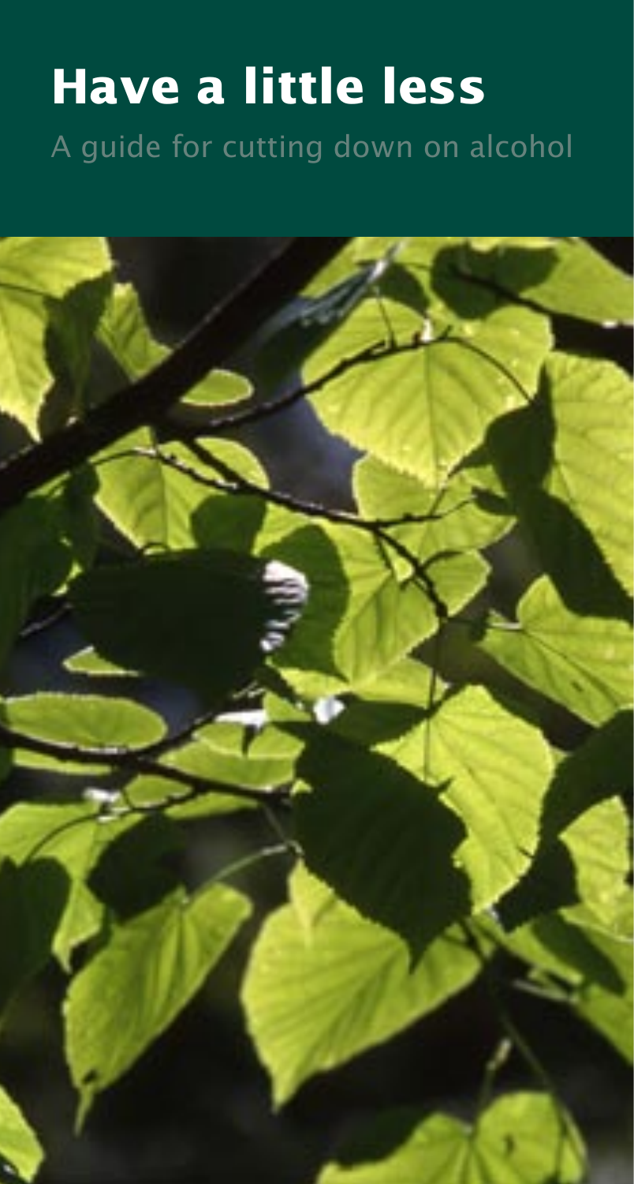# Have a little less

A guide for cutting down on alcohol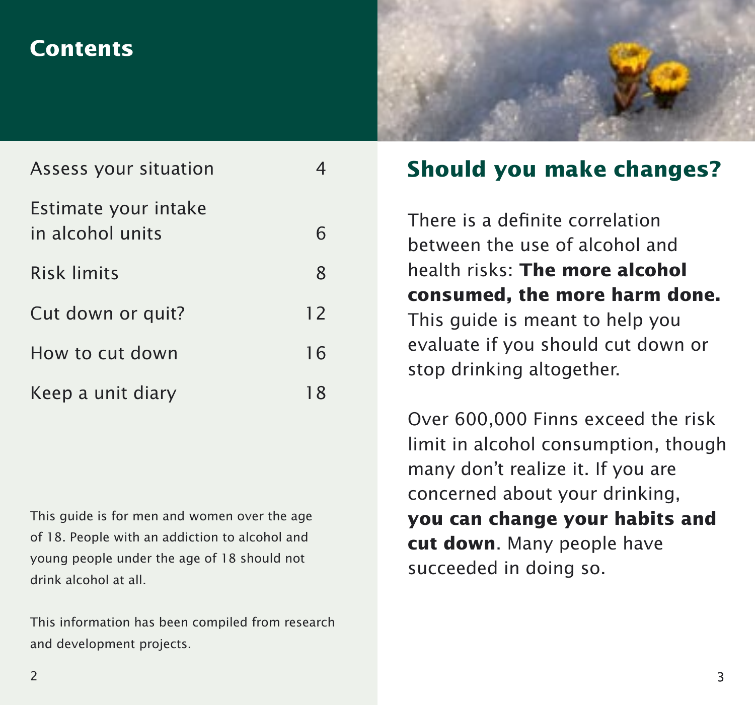## Contents

| | |
|---|---|
| Assess your situation | 4 |
| Estimate your intake in alcohol units | 6 |
| Risk limits | 8 |
| Cut down or quit? | 12 |
| How to cut down | 16 |
| Keep a unit diary | 18 |

This guide is for men and women over the age of 18. People with an addiction to alcohol and young people under the age of 18 should not drink alcohol at all.

This information has been compiled from research and development projects.

## Should you make changes?

There is a definite correlation between the use of alcohol and health risks: **The more alcohol consumed, the more harm done.** This guide is meant to help you evaluate if you should cut down or stop drinking altogether.

Over 600,000 Finns exceed the risk limit in alcohol consumption, though many don't realize it. If you are concerned about your drinking, **you can change your habits and cut down**. Many people have succeeded in doing so.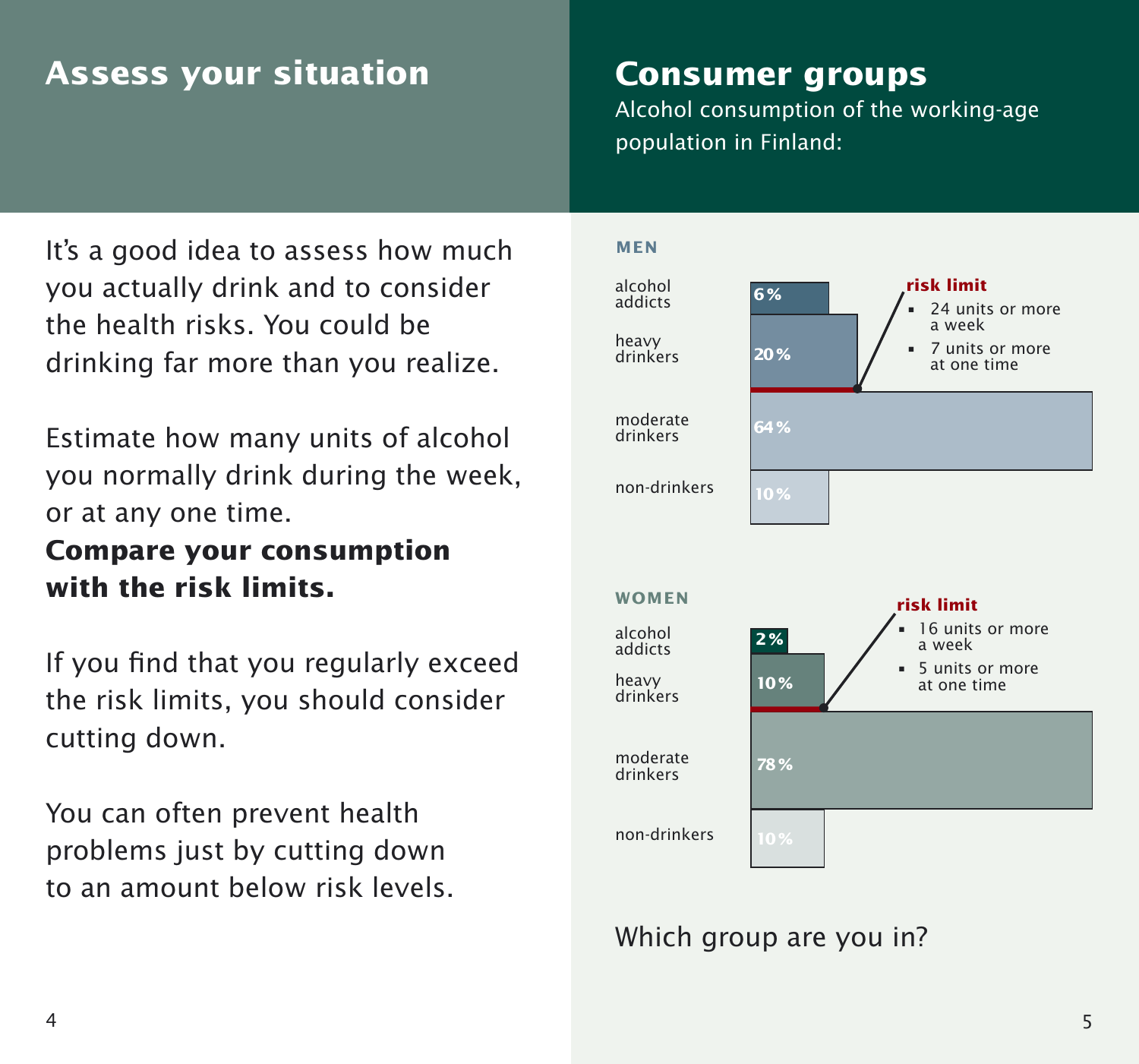## Assess your situation

It's a good idea to assess how much you actually drink and to consider the health risks. You could be drinking far more than you realize.

Estimate how many units of alcohol you normally drink during the week, or at any one time.
**Compare your consumption with the risk limits.**

If you find that you regularly exceed the risk limits, you should consider cutting down.

You can often prevent health problems just by cutting down to an amount below risk levels.

## Consumer groups

Alcohol consumption of the working-age population in Finland:

**MEN**

alcohol addicts 6 %

heavy drinkers 20 %

moderate drinkers 64 %

non-drinkers 10 %

risk limit
- 24 units or more a week
- 7 units or more at one time

**WOMEN**

alcohol addicts 2 %

heavy drinkers 10 %

moderate drinkers 78 %

non-drinkers 10 %

risk limit
- 16 units or more a week
- 5 units or more at one time

Which group are you in?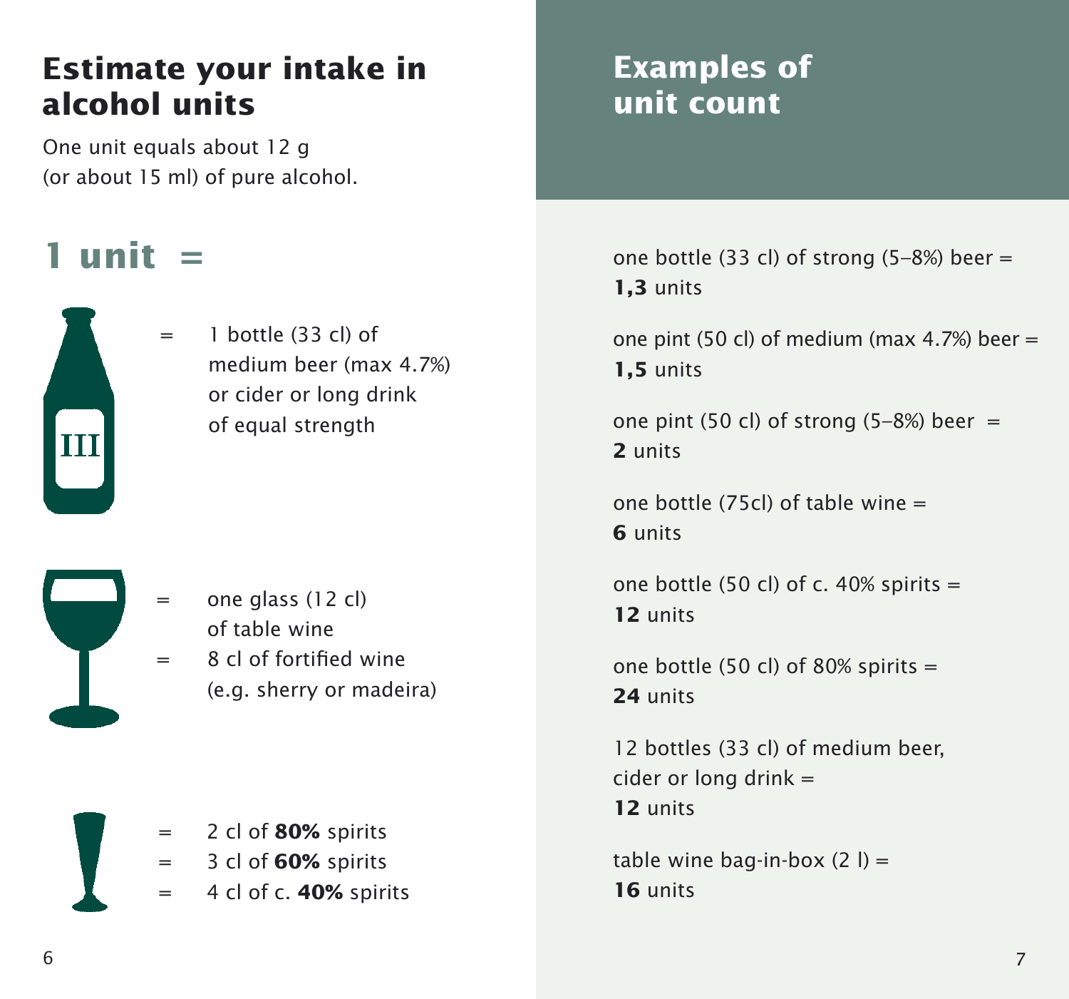## Estimate your intake in alcohol units

One unit equals about 12 g (or about 15 ml) of pure alcohol.

## 1 unit =

= 1 bottle (33 cl) of medium beer (max 4.7%) or cider or long drink of equal strength

= one glass (12 cl) of table wine
= 8 cl of fortified wine (e.g. sherry or madeira)

= 2 cl of **80%** spirits
= 3 cl of **60%** spirits
= 4 cl of c. **40%** spirits

## Examples of unit count

one bottle (33 cl) of strong (5–8%) beer =
**1,3** units

one pint (50 cl) of medium (max 4.7%) beer =
**1,5** units

one pint (50 cl) of strong (5–8%) beer =
**2** units

one bottle (75cl) of table wine =
**6** units

one bottle (50 cl) of c. 40% spirits =
**12** units

one bottle (50 cl) of 80% spirits =
**24** units

12 bottles (33 cl) of medium beer, cider or long drink =
**12** units

table wine bag-in-box (2 l) =
**16** units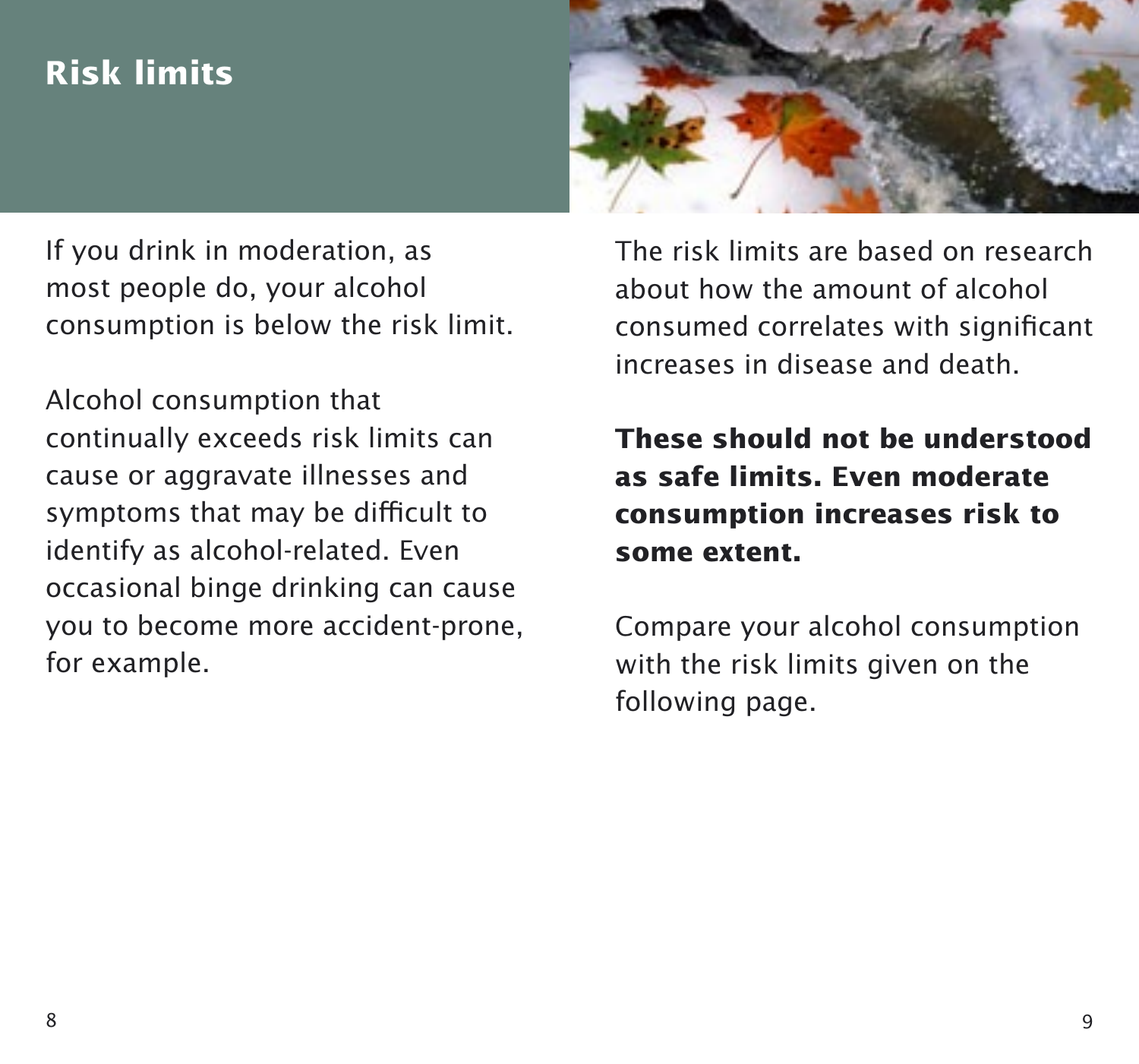# Risk limits

If you drink in moderation, as most people do, your alcohol consumption is below the risk limit.

Alcohol consumption that continually exceeds risk limits can cause or aggravate illnesses and symptoms that may be difficult to identify as alcohol-related. Even occasional binge drinking can cause you to become more accident-prone, for example.

The risk limits are based on research about how the amount of alcohol consumed correlates with significant increases in disease and death.

**These should not be understood as safe limits. Even moderate consumption increases risk to some extent.**

Compare your alcohol consumption with the risk limits given on the following page.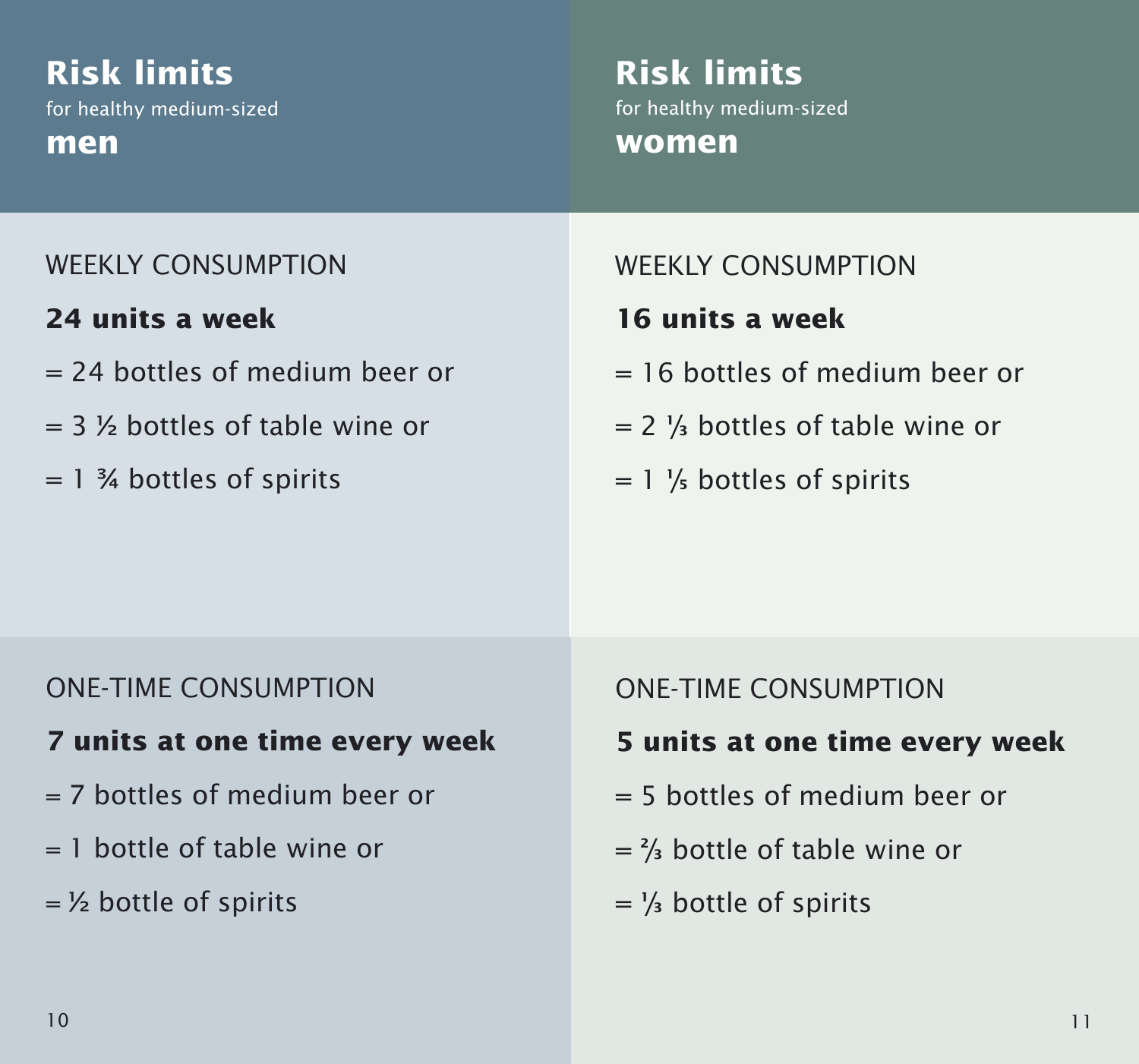## Risk limits

for healthy medium-sized

**men**

WEEKLY CONSUMPTION

**24 units a week**

= 24 bottles of medium beer or

= 3 ½ bottles of table wine or

= 1 ¾ bottles of spirits

ONE-TIME CONSUMPTION

**7 units at one time every week**

= 7 bottles of medium beer or

= 1 bottle of table wine or

= ½ bottle of spirits

## Risk limits

for healthy medium-sized

**women**

WEEKLY CONSUMPTION

**16 units a week**

= 16 bottles of medium beer or

= 2 ⅓ bottles of table wine or

= 1 ⅕ bottles of spirits

ONE-TIME CONSUMPTION

**5 units at one time every week**

= 5 bottles of medium beer or

= ⅔ bottle of table wine or

= ⅓ bottle of spirits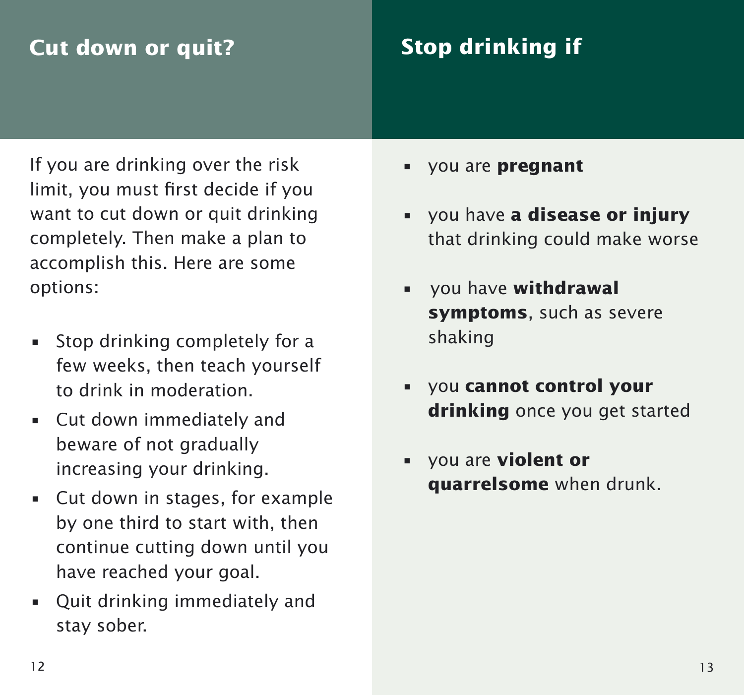## Cut down or quit?

If you are drinking over the risk limit, you must first decide if you want to cut down or quit drinking completely. Then make a plan to accomplish this. Here are some options:

- Stop drinking completely for a few weeks, then teach yourself to drink in moderation.
- Cut down immediately and beware of not gradually increasing your drinking.
- Cut down in stages, for example by one third to start with, then continue cutting down until you have reached your goal.
- Quit drinking immediately and stay sober.

## Stop drinking if

- you are **pregnant**
- you have **a disease or injury** that drinking could make worse
- you have **withdrawal symptoms**, such as severe shaking
- you **cannot control your drinking** once you get started
- you are **violent or quarrelsome** when drunk.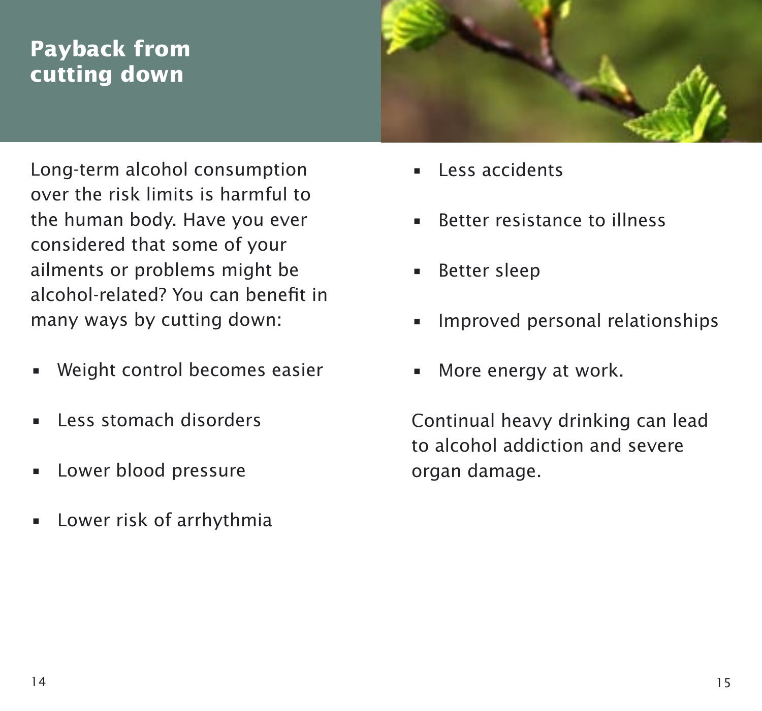# Payback from cutting down

Long-term alcohol consumption over the risk limits is harmful to the human body. Have you ever considered that some of your ailments or problems might be alcohol-related? You can benefit in many ways by cutting down:

- Weight control becomes easier
- Less stomach disorders
- Lower blood pressure
- Lower risk of arrhythmia
- Less accidents
- Better resistance to illness
- Better sleep
- Improved personal relationships
- More energy at work.

Continual heavy drinking can lead to alcohol addiction and severe organ damage.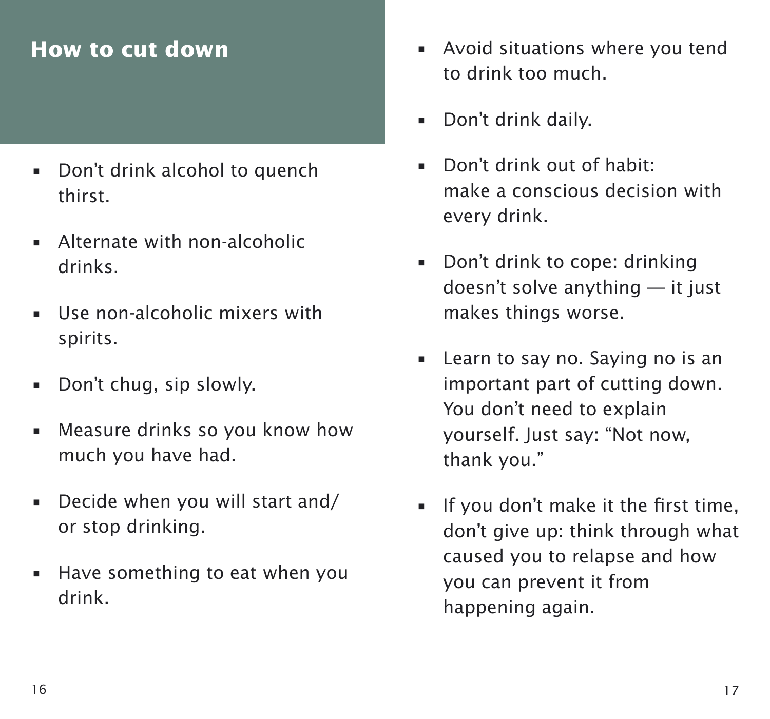## How to cut down

- Don't drink alcohol to quench thirst.
- Alternate with non-alcoholic drinks.
- Use non-alcoholic mixers with spirits.
- Don't chug, sip slowly.
- Measure drinks so you know how much you have had.
- Decide when you will start and/or stop drinking.
- Have something to eat when you drink.
- Avoid situations where you tend to drink too much.
- Don't drink daily.
- Don't drink out of habit: make a conscious decision with every drink.
- Don't drink to cope: drinking doesn't solve anything — it just makes things worse.
- Learn to say no. Saying no is an important part of cutting down. You don't need to explain yourself. Just say: "Not now, thank you."
- If you don't make it the first time, don't give up: think through what caused you to relapse and how you can prevent it from happening again.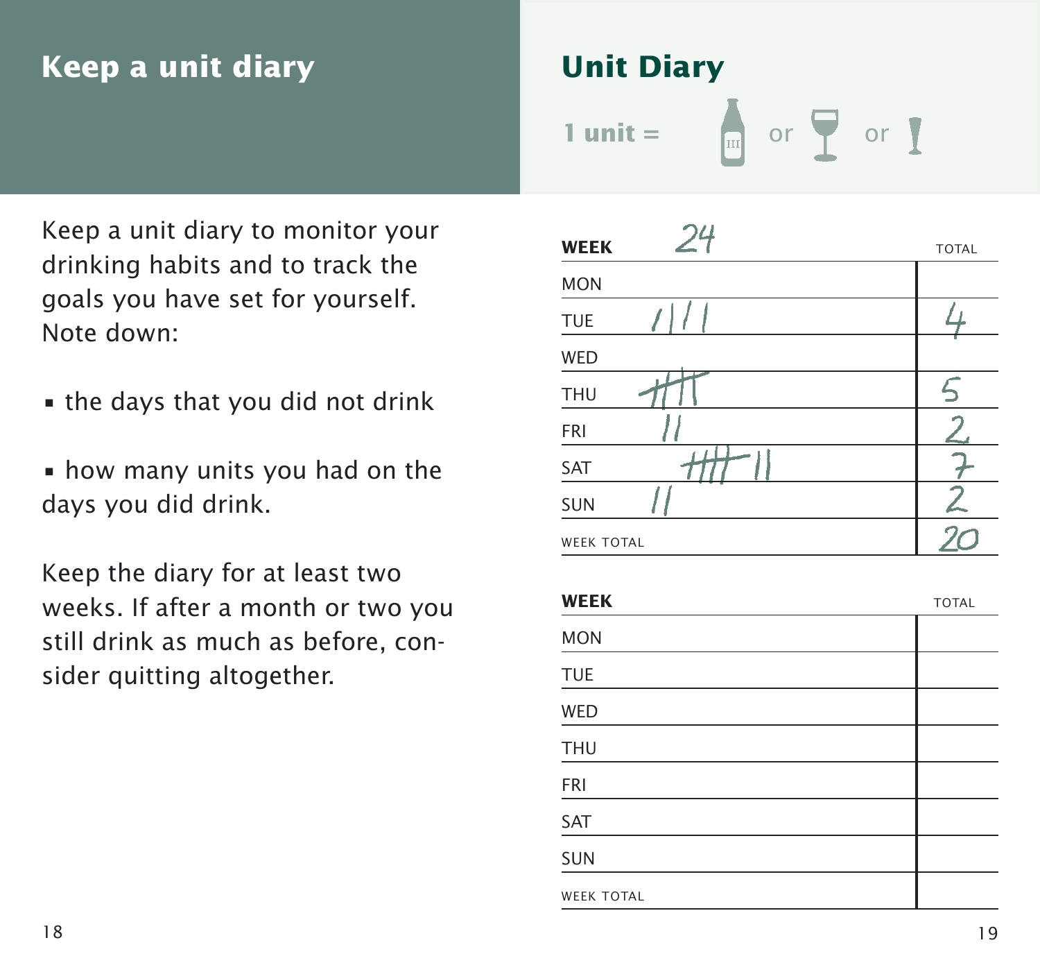# Keep a unit diary

Keep a unit diary to monitor your drinking habits and to track the goals you have set for yourself. Note down:

- the days that you did not drink
- how many units you had on the days you did drink.

Keep the diary for at least two weeks. If after a month or two you still drink as much as before, consider quitting altogether.

## Unit Diary

**1 unit =** or or

| WEEK 24 | | TOTAL |
|---|---|---|
| MON | | |
| TUE | \|\|\|\| | 4 |
| WED | | |
| THU | ~~\|\|\|\|~~ | 5 |
| FRI | \|\| | 2 |
| SAT | ~~\|\|\|\|~~ \|\| | 7 |
| SUN | \|\| | 2 |
| WEEK TOTAL | | 20 |

| WEEK | | TOTAL |
|---|---|---|
| MON | | |
| TUE | | |
| WED | | |
| THU | | |
| FRI | | |
| SAT | | |
| SUN | | |
| WEEK TOTAL | | |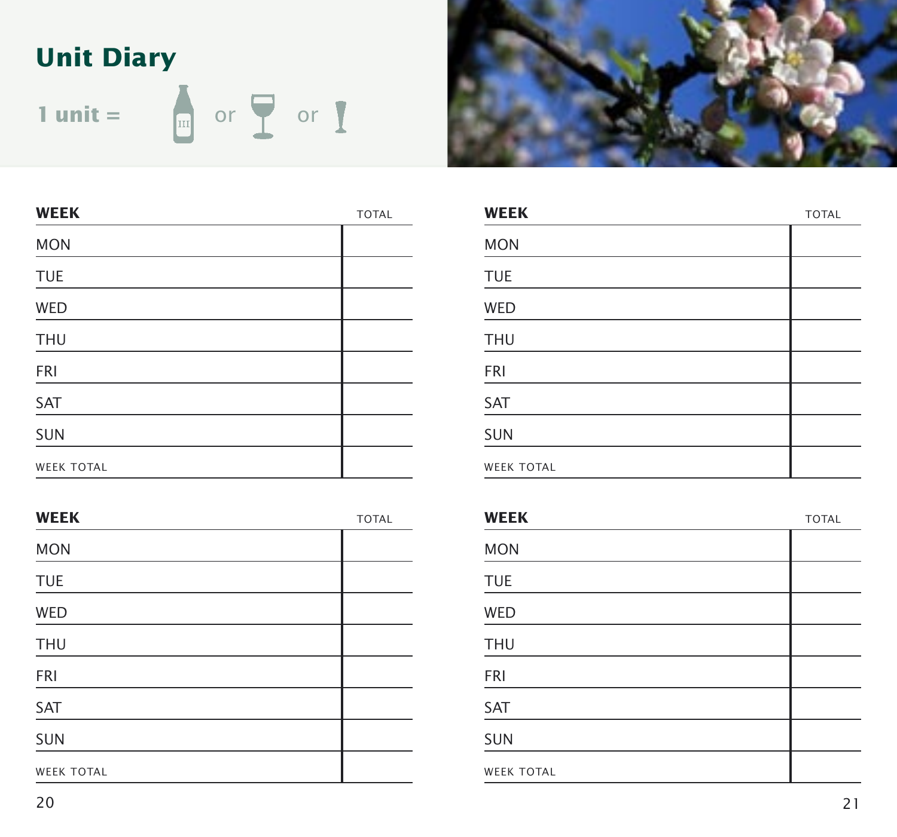# Unit Diary

**1 unit =** or or

| WEEK | TOTAL |
|---|---|
| MON | |
| TUE | |
| WED | |
| THU | |
| FRI | |
| SAT | |
| SUN | |
| WEEK TOTAL | |

| WEEK | TOTAL |
|---|---|
| MON | |
| TUE | |
| WED | |
| THU | |
| FRI | |
| SAT | |
| SUN | |
| WEEK TOTAL | |

| WEEK | TOTAL |
|---|---|
| MON | |
| TUE | |
| WED | |
| THU | |
| FRI | |
| SAT | |
| SUN | |
| WEEK TOTAL | |

| WEEK | TOTAL |
|---|---|
| MON | |
| TUE | |
| WED | |
| THU | |
| FRI | |
| SAT | |
| SUN | |
| WEEK TOTAL | |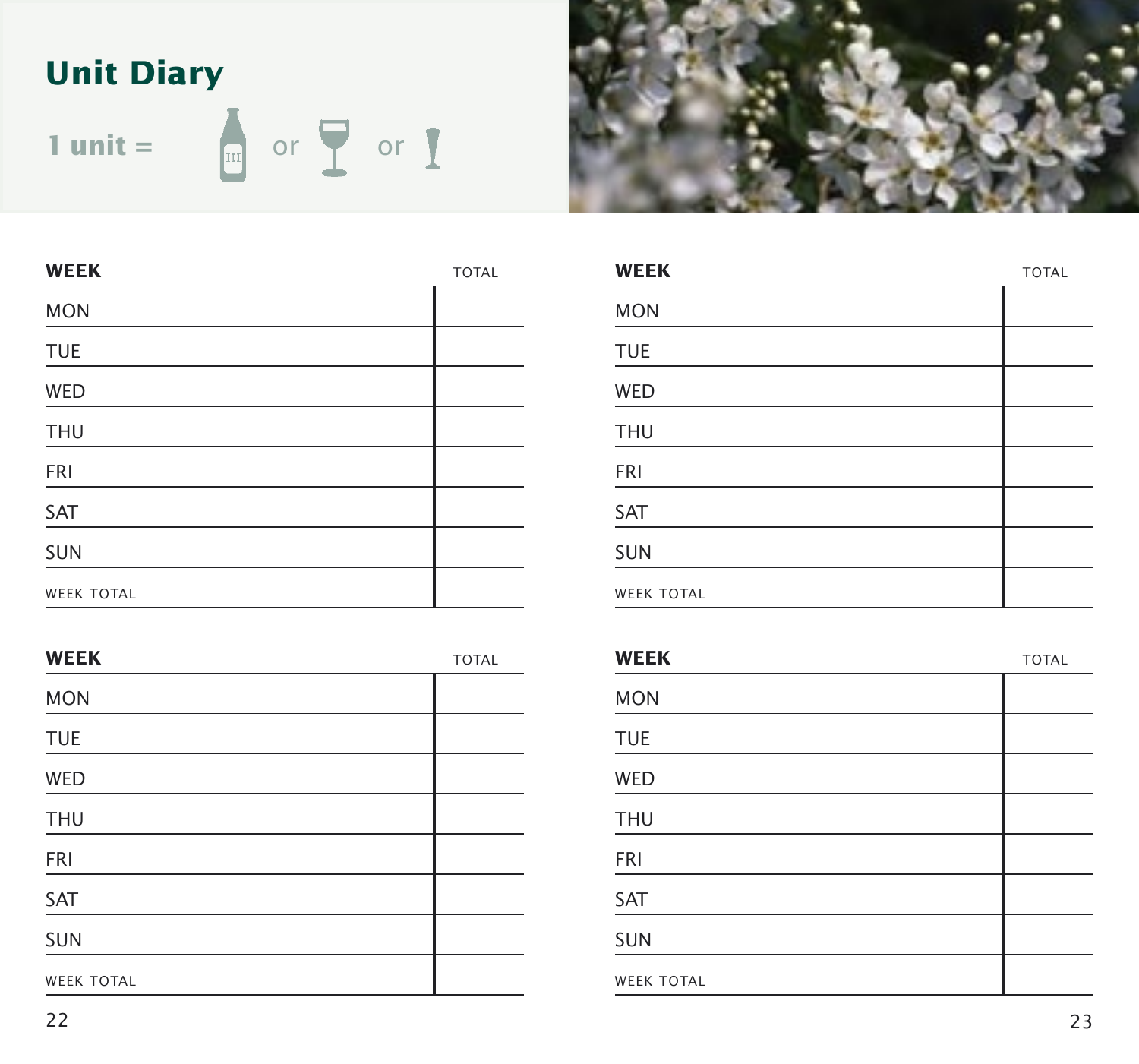# Unit Diary

**1 unit =** or or

| WEEK | TOTAL |
|---|---|
| MON | |
| TUE | |
| WED | |
| THU | |
| FRI | |
| SAT | |
| SUN | |
| WEEK TOTAL | |

| WEEK | TOTAL |
|---|---|
| MON | |
| TUE | |
| WED | |
| THU | |
| FRI | |
| SAT | |
| SUN | |
| WEEK TOTAL | |

| WEEK | TOTAL |
|---|---|
| MON | |
| TUE | |
| WED | |
| THU | |
| FRI | |
| SAT | |
| SUN | |
| WEEK TOTAL | |

| WEEK | TOTAL |
|---|---|
| MON | |
| TUE | |
| WED | |
| THU | |
| FRI | |
| SAT | |
| SUN | |
| WEEK TOTAL | |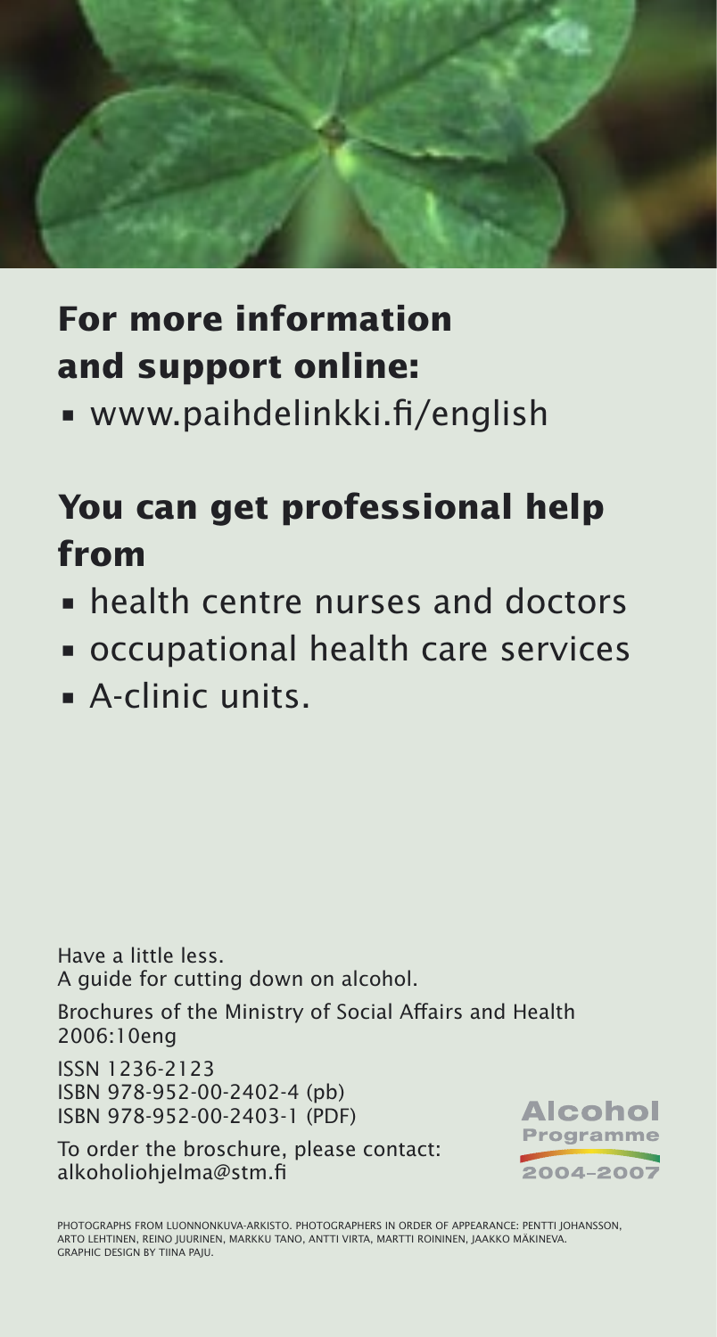## For more information and support online:

- www.paihdelinkki.fi/english

## You can get professional help from

- health centre nurses and doctors
- occupational health care services
- A-clinic units.

Have a little less.
A guide for cutting down on alcohol.

Brochures of the Ministry of Social Affairs and Health 2006:10eng

ISSN 1236-2123
ISBN 978-952-00-2402-4 (pb)
ISBN 978-952-00-2403-1 (PDF)

To order the broschure, please contact:
alkoholiohjelma@stm.fi

Alcohol Programme 2004–2007

PHOTOGRAPHS FROM LUONNONKUVA-ARKISTO. PHOTOGRAPHERS IN ORDER OF APPEARANCE: PENTTI JOHANSSON, ARTO LEHTINEN, REINO JUURINEN, MARKKU TANO, ANTTI VIRTA, MARTTI ROININEN, JAAKKO MÄKINEVA. GRAPHIC DESIGN BY TIINA PAJU.